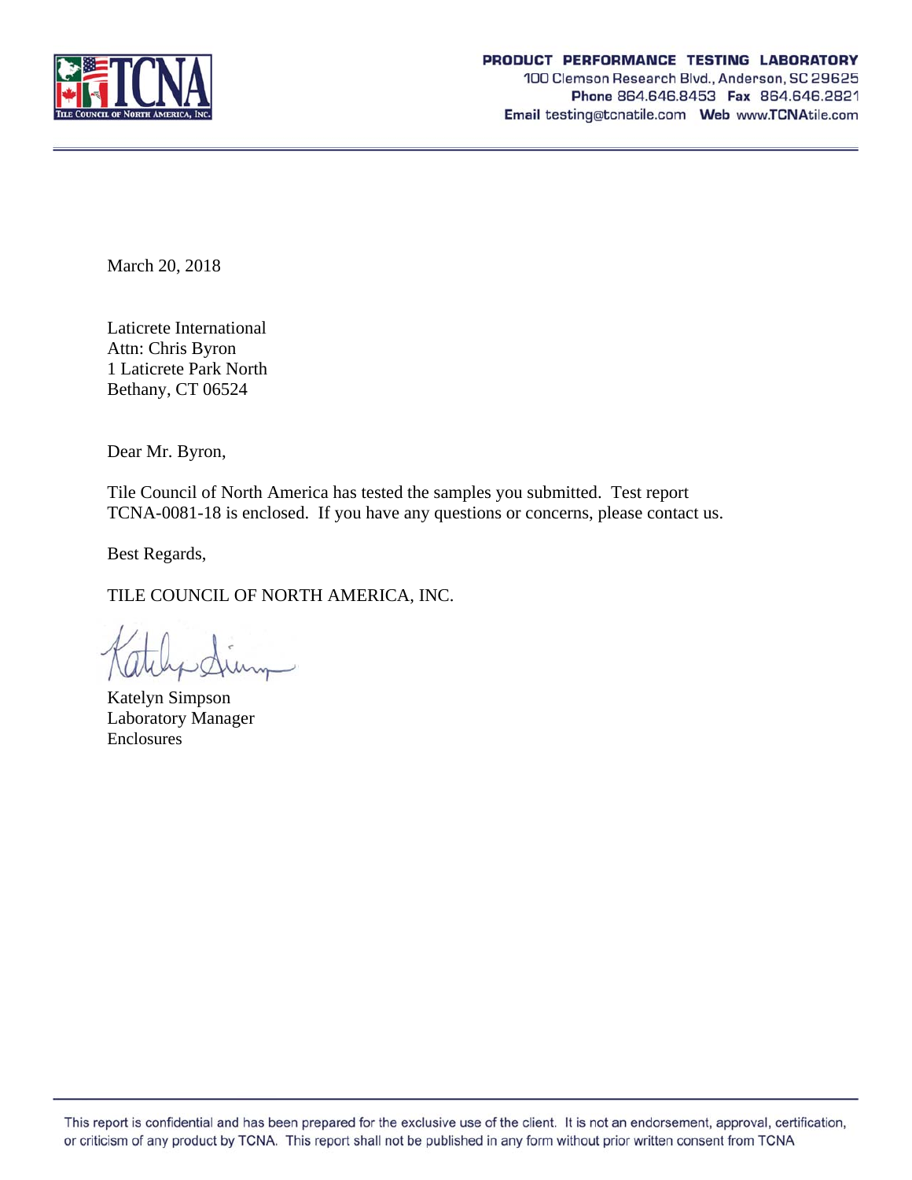**PRODUCT PERFORMANCE TESTING LABORATORY**
100 Clemson Research Blvd., Anderson, SC 29625
**Phone** 864.646.8453 **Fax** 864.646.2821
**Email** testing@tcnatile.com **Web** www.TCNAtile.com

March 20, 2018

Laticrete International
Attn: Chris Byron
1 Laticrete Park North
Bethany, CT 06524

Dear Mr. Byron,

Tile Council of North America has tested the samples you submitted. Test report TCNA-0081-18 is enclosed. If you have any questions or concerns, please contact us.

Best Regards,

TILE COUNCIL OF NORTH AMERICA, INC.

Katelyn Simpson
Laboratory Manager
Enclosures

This report is confidential and has been prepared for the exclusive use of the client. It is not an endorsement, approval, certification, or criticism of any product by TCNA. This report shall not be published in any form without prior written consent from TCNA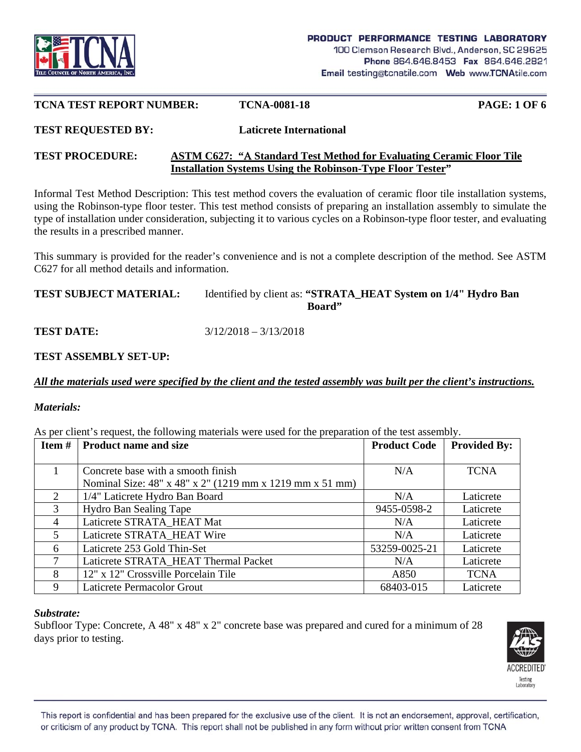**TCNA TEST REPORT NUMBER:** **TCNA-0081-18**

**TEST REQUESTED BY:** **Laticrete International**

**TEST PROCEDURE:** **ASTM C627: "A Standard Test Method for Evaluating Ceramic Floor Tile Installation Systems Using the Robinson-Type Floor Tester"**

Informal Test Method Description: This test method covers the evaluation of ceramic floor tile installation systems, using the Robinson-type floor tester. This test method consists of preparing an installation assembly to simulate the type of installation under consideration, subjecting it to various cycles on a Robinson-type floor tester, and evaluating the results in a prescribed manner.

This summary is provided for the reader's convenience and is not a complete description of the method. See ASTM C627 for all method details and information.

**TEST SUBJECT MATERIAL:** Identified by client as: **"STRATA_HEAT System on 1/4" Hydro Ban Board"**

**TEST DATE:** 3/12/2018 – 3/13/2018

**TEST ASSEMBLY SET-UP:**

***All the materials used were specified by the client and the tested assembly was built per the client's instructions.***

***Materials:***

As per client's request, the following materials were used for the preparation of the test assembly.

| Item # | Product name and size | Product Code | Provided By: |
|---|---|---|---|
| 1 | Concrete base with a smooth finish<br>Nominal Size: 48" x 48" x 2" (1219 mm x 1219 mm x 51 mm) | N/A | TCNA |
| 2 | 1/4" Laticrete Hydro Ban Board | N/A | Laticrete |
| 3 | Hydro Ban Sealing Tape | 9455-0598-2 | Laticrete |
| 4 | Laticrete STRATA_HEAT Mat | N/A | Laticrete |
| 5 | Laticrete STRATA_HEAT Wire | N/A | Laticrete |
| 6 | Laticrete 253 Gold Thin-Set | 53259-0025-21 | Laticrete |
| 7 | Laticrete STRATA_HEAT Thermal Packet | N/A | Laticrete |
| 8 | 12" x 12" Crossville Porcelain Tile | A850 | TCNA |
| 9 | Laticrete Permacolor Grout | 68403-015 | Laticrete |

***Substrate:***

Subfloor Type: Concrete, A 48" x 48" x 2" concrete base was prepared and cured for a minimum of 28 days prior to testing.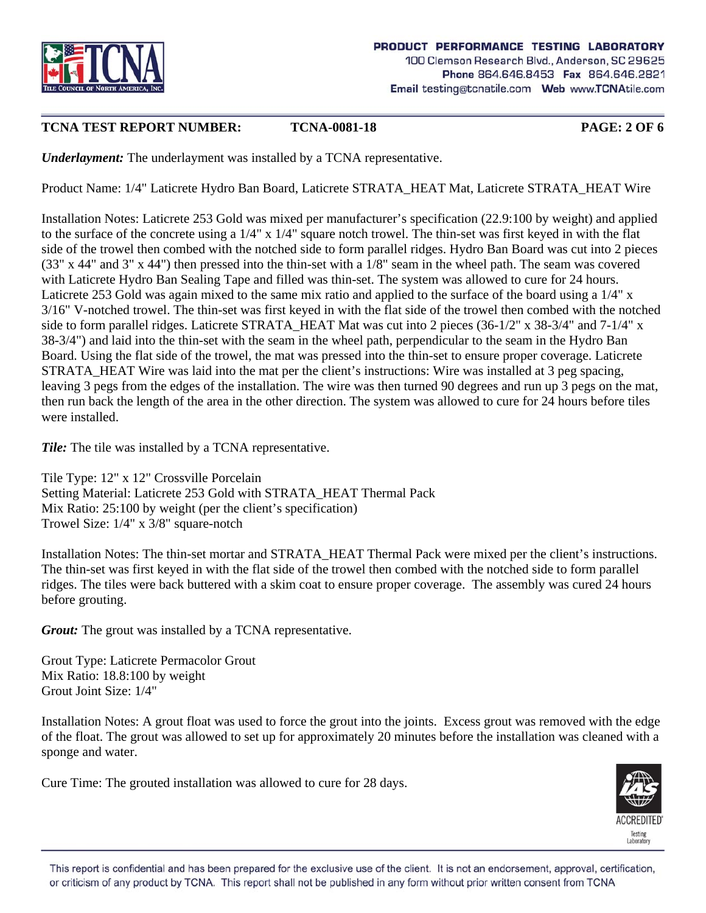***Underlayment:*** The underlayment was installed by a TCNA representative.

Product Name: 1/4" Laticrete Hydro Ban Board, Laticrete STRATA_HEAT Mat, Laticrete STRATA_HEAT Wire

Installation Notes: Laticrete 253 Gold was mixed per manufacturer's specification (22.9:100 by weight) and applied to the surface of the concrete using a 1/4" x 1/4" square notch trowel. The thin-set was first keyed in with the flat side of the trowel then combed with the notched side to form parallel ridges. Hydro Ban Board was cut into 2 pieces (33" x 44" and 3" x 44") then pressed into the thin-set with a 1/8" seam in the wheel path. The seam was covered with Laticrete Hydro Ban Sealing Tape and filled was thin-set. The system was allowed to cure for 24 hours. Laticrete 253 Gold was again mixed to the same mix ratio and applied to the surface of the board using a 1/4" x 3/16" V-notched trowel. The thin-set was first keyed in with the flat side of the trowel then combed with the notched side to form parallel ridges. Laticrete STRATA_HEAT Mat was cut into 2 pieces (36-1/2" x 38-3/4" and 7-1/4" x 38-3/4") and laid into the thin-set with the seam in the wheel path, perpendicular to the seam in the Hydro Ban Board. Using the flat side of the trowel, the mat was pressed into the thin-set to ensure proper coverage. Laticrete STRATA_HEAT Wire was laid into the mat per the client's instructions: Wire was installed at 3 peg spacing, leaving 3 pegs from the edges of the installation. The wire was then turned 90 degrees and run up 3 pegs on the mat, then run back the length of the area in the other direction. The system was allowed to cure for 24 hours before tiles were installed.

***Tile:*** The tile was installed by a TCNA representative.

Tile Type: 12" x 12" Crossville Porcelain
Setting Material: Laticrete 253 Gold with STRATA_HEAT Thermal Pack
Mix Ratio: 25:100 by weight (per the client's specification)
Trowel Size: 1/4" x 3/8" square-notch

Installation Notes: The thin-set mortar and STRATA_HEAT Thermal Pack were mixed per the client's instructions. The thin-set was first keyed in with the flat side of the trowel then combed with the notched side to form parallel ridges. The tiles were back buttered with a skim coat to ensure proper coverage. The assembly was cured 24 hours before grouting.

***Grout:*** The grout was installed by a TCNA representative.

Grout Type: Laticrete Permacolor Grout
Mix Ratio: 18.8:100 by weight
Grout Joint Size: 1/4"

Installation Notes: A grout float was used to force the grout into the joints. Excess grout was removed with the edge of the float. The grout was allowed to set up for approximately 20 minutes before the installation was cleaned with a sponge and water.

Cure Time: The grouted installation was allowed to cure for 28 days.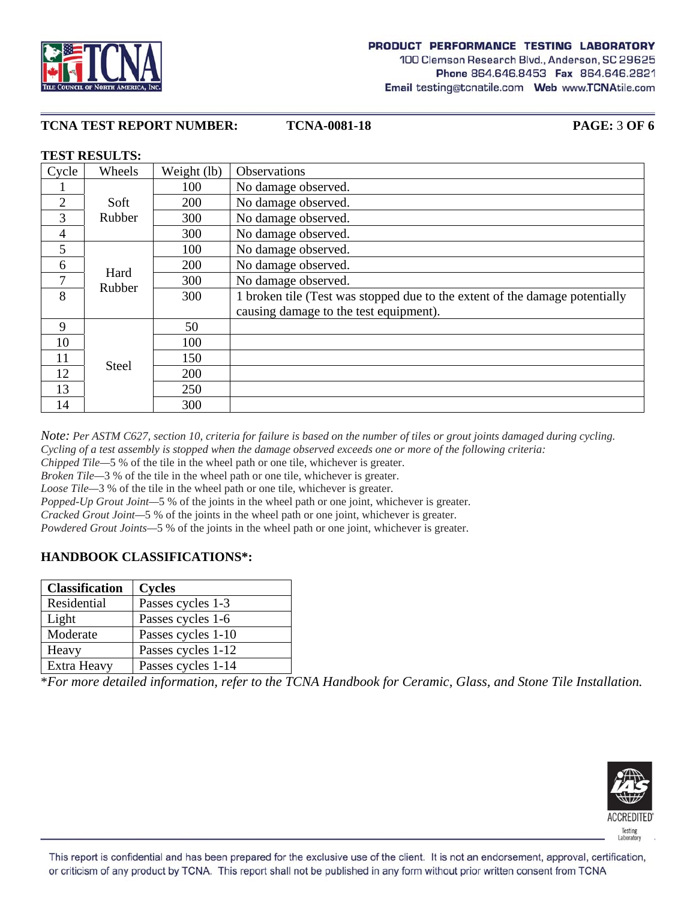**TCNA TEST REPORT NUMBER: TCNA-0081-18**

**TEST RESULTS:**

| Cycle | Wheels | Weight (lb) | Observations |
|---|---|---|---|
| 1 | Soft Rubber | 100 | No damage observed. |
| 2 | | 200 | No damage observed. |
| 3 | | 300 | No damage observed. |
| 4 | | 300 | No damage observed. |
| 5 | Hard Rubber | 100 | No damage observed. |
| 6 | | 200 | No damage observed. |
| 7 | | 300 | No damage observed. |
| 8 | | 300 | 1 broken tile (Test was stopped due to the extent of the damage potentially causing damage to the test equipment). |
| 9 | Steel | 50 | |
| 10 | | 100 | |
| 11 | | 150 | |
| 12 | | 200 | |
| 13 | | 250 | |
| 14 | | 300 | |

*Note: Per ASTM C627, section 10, criteria for failure is based on the number of tiles or grout joints damaged during cycling. Cycling of a test assembly is stopped when the damage observed exceeds one or more of the following criteria:*

*Chipped Tile*—5 % of the tile in the wheel path or one tile, whichever is greater.

*Broken Tile*—3 % of the tile in the wheel path or one tile, whichever is greater.

*Loose Tile*—3 % of the tile in the wheel path or one tile, whichever is greater.

*Popped-Up Grout Joint*—5 % of the joints in the wheel path or one joint, whichever is greater.

*Cracked Grout Joint*—5 % of the joints in the wheel path or one joint, whichever is greater.

*Powdered Grout Joints*—5 % of the joints in the wheel path or one joint, whichever is greater.

**HANDBOOK CLASSIFICATIONS*:**

| Classification | Cycles |
|---|---|
| Residential | Passes cycles 1-3 |
| Light | Passes cycles 1-6 |
| Moderate | Passes cycles 1-10 |
| Heavy | Passes cycles 1-12 |
| Extra Heavy | Passes cycles 1-14 |

**For more detailed information, refer to the TCNA Handbook for Ceramic, Glass, and Stone Tile Installation.*

This report is confidential and has been prepared for the exclusive use of the client. It is not an endorsement, approval, certification, or criticism of any product by TCNA. This report shall not be published in any form without prior written consent from TCNA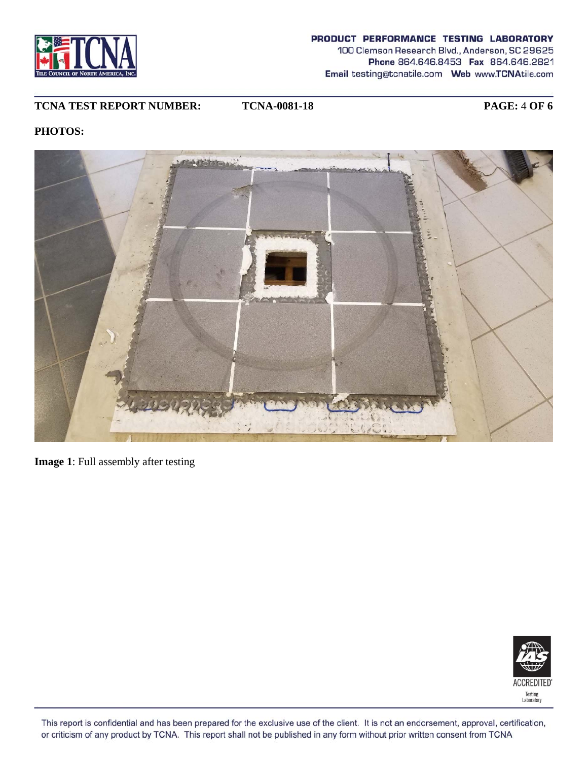**TCNA TEST REPORT NUMBER:** **TCNA-0081-18**

**PHOTOS:**

**Image 1**: Full assembly after testing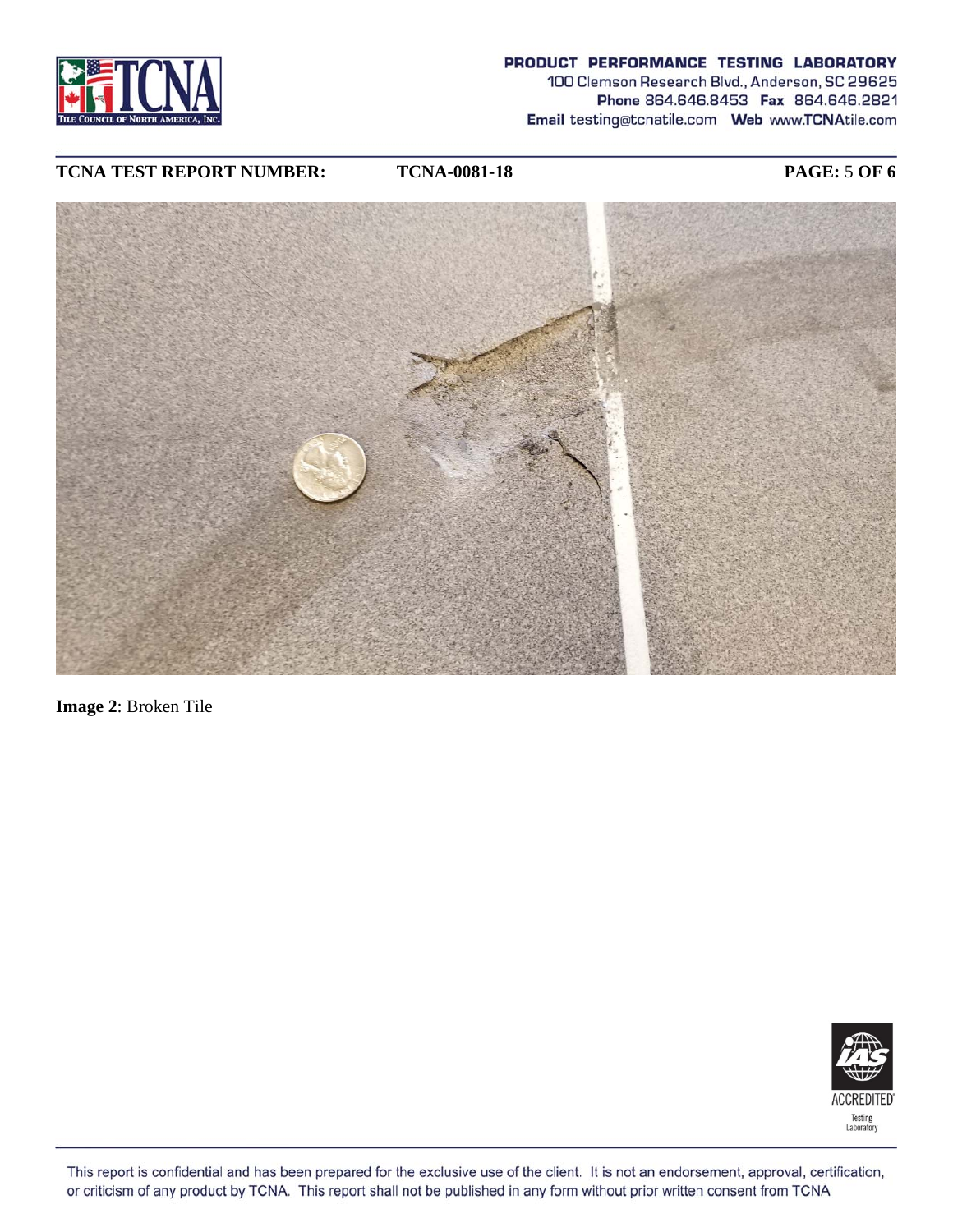**Image 2**: Broken Tile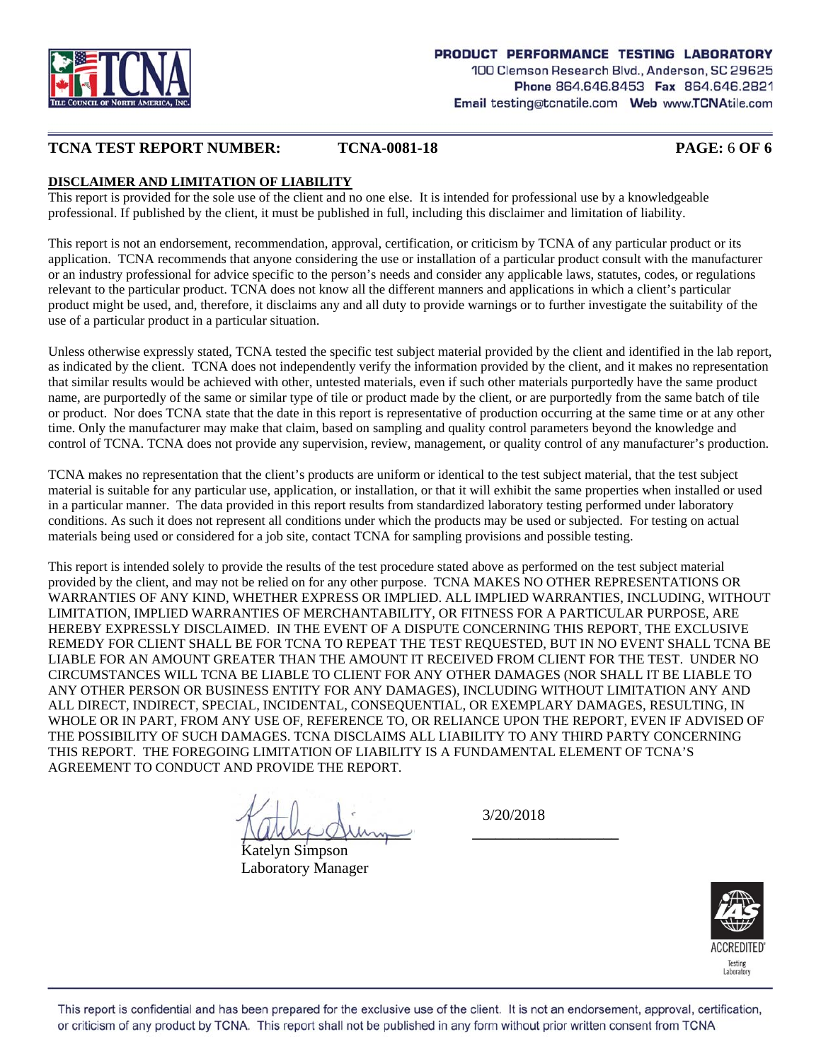## DISCLAIMER AND LIMITATION OF LIABILITY

This report is provided for the sole use of the client and no one else. It is intended for professional use by a knowledgeable professional. If published by the client, it must be published in full, including this disclaimer and limitation of liability.

This report is not an endorsement, recommendation, approval, certification, or criticism by TCNA of any particular product or its application. TCNA recommends that anyone considering the use or installation of a particular product consult with the manufacturer or an industry professional for advice specific to the person's needs and consider any applicable laws, statutes, codes, or regulations relevant to the particular product. TCNA does not know all the different manners and applications in which a client's particular product might be used, and, therefore, it disclaims any and all duty to provide warnings or to further investigate the suitability of the use of a particular product in a particular situation.

Unless otherwise expressly stated, TCNA tested the specific test subject material provided by the client and identified in the lab report, as indicated by the client. TCNA does not independently verify the information provided by the client, and it makes no representation that similar results would be achieved with other, untested materials, even if such other materials purportedly have the same product name, are purportedly of the same or similar type of tile or product made by the client, or are purportedly from the same batch of tile or product. Nor does TCNA state that the date in this report is representative of production occurring at the same time or at any other time. Only the manufacturer may make that claim, based on sampling and quality control parameters beyond the knowledge and control of TCNA. TCNA does not provide any supervision, review, management, or quality control of any manufacturer's production.

TCNA makes no representation that the client's products are uniform or identical to the test subject material, that the test subject material is suitable for any particular use, application, or installation, or that it will exhibit the same properties when installed or used in a particular manner. The data provided in this report results from standardized laboratory testing performed under laboratory conditions. As such it does not represent all conditions under which the products may be used or subjected. For testing on actual materials being used or considered for a job site, contact TCNA for sampling provisions and possible testing.

This report is intended solely to provide the results of the test procedure stated above as performed on the test subject material provided by the client, and may not be relied on for any other purpose. TCNA MAKES NO OTHER REPRESENTATIONS OR WARRANTIES OF ANY KIND, WHETHER EXPRESS OR IMPLIED. ALL IMPLIED WARRANTIES, INCLUDING, WITHOUT LIMITATION, IMPLIED WARRANTIES OF MERCHANTABILITY, OR FITNESS FOR A PARTICULAR PURPOSE, ARE HEREBY EXPRESSLY DISCLAIMED. IN THE EVENT OF A DISPUTE CONCERNING THIS REPORT, THE EXCLUSIVE REMEDY FOR CLIENT SHALL BE FOR TCNA TO REPEAT THE TEST REQUESTED, BUT IN NO EVENT SHALL TCNA BE LIABLE FOR AN AMOUNT GREATER THAN THE AMOUNT IT RECEIVED FROM CLIENT FOR THE TEST. UNDER NO CIRCUMSTANCES WILL TCNA BE LIABLE TO CLIENT FOR ANY OTHER DAMAGES (NOR SHALL IT BE LIABLE TO ANY OTHER PERSON OR BUSINESS ENTITY FOR ANY DAMAGES), INCLUDING WITHOUT LIMITATION ANY AND ALL DIRECT, INDIRECT, SPECIAL, INCIDENTAL, CONSEQUENTIAL, OR EXEMPLARY DAMAGES, RESULTING, IN WHOLE OR IN PART, FROM ANY USE OF, REFERENCE TO, OR RELIANCE UPON THE REPORT, EVEN IF ADVISED OF THE POSSIBILITY OF SUCH DAMAGES. TCNA DISCLAIMS ALL LIABILITY TO ANY THIRD PARTY CONCERNING THIS REPORT. THE FOREGOING LIMITATION OF LIABILITY IS A FUNDAMENTAL ELEMENT OF TCNA'S AGREEMENT TO CONDUCT AND PROVIDE THE REPORT.

Katelyn Simpson
Laboratory Manager

3/20/2018

This report is confidential and has been prepared for the exclusive use of the client. It is not an endorsement, approval, certification, or criticism of any product by TCNA. This report shall not be published in any form without prior written consent from TCNA